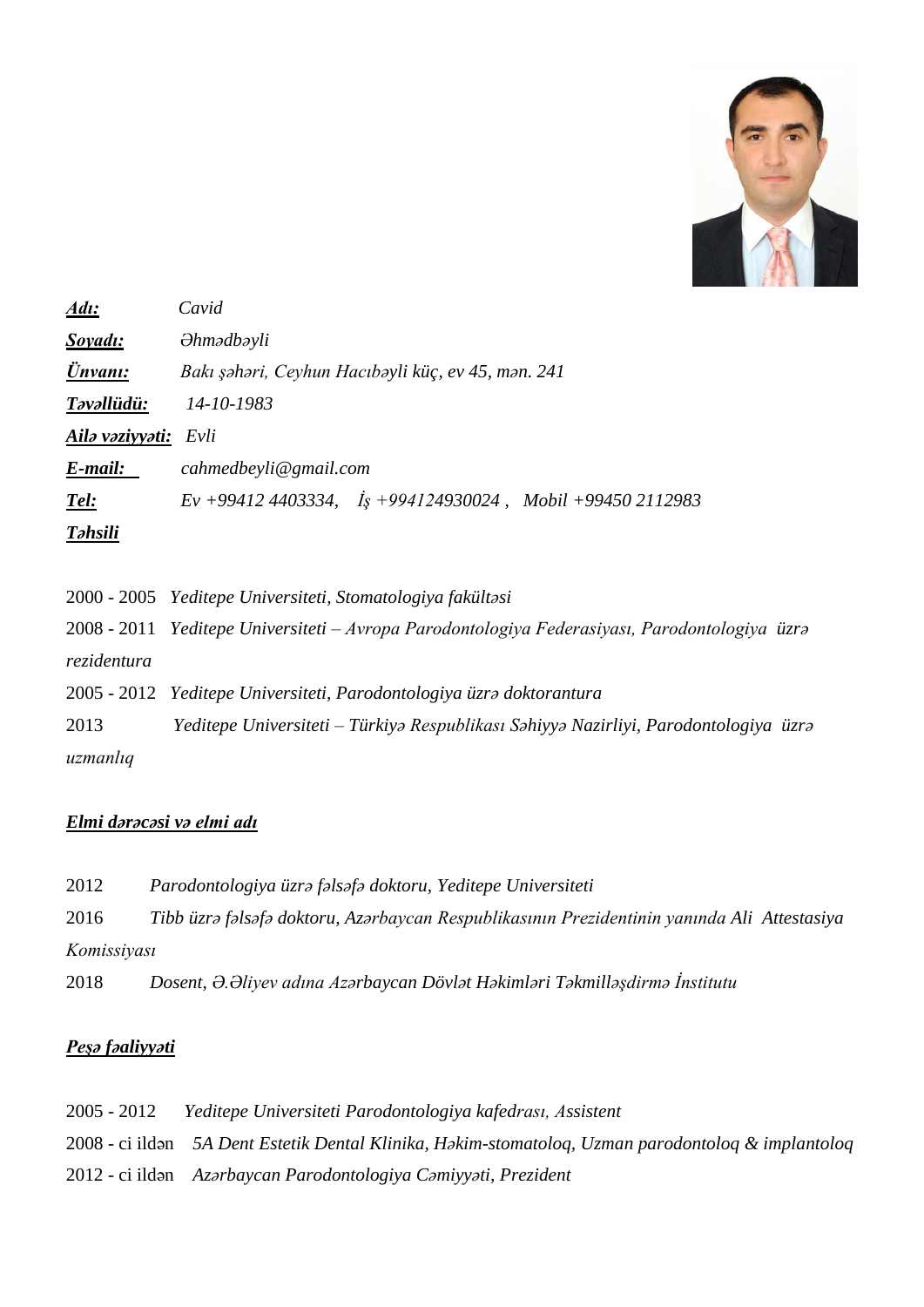***Adı:*** *Cavid*

***Soyadı:*** *Əhmədbəyli*

***Ünvanı:*** *Bakı şəhəri, Ceyhun Hacıbəyli küç, ev 45, mən. 241*

***Təvəllüdü:*** *14-10-1983*

***Ailə vəziyyəti:*** *Evli*

***E-mail:*** *cahmedbeyli@gmail.com*

***Tel:*** *Ev +99412 4403334, İş +994124930024 , Mobil +99450 2112983*

***Təhsili***

2000 - 2005 *Yeditepe Universiteti, Stomatologiya fakültəsi*

2008 - 2011 *Yeditepe Universiteti – Avropa Parodontologiya Federasiyası, Parodontologiya üzrə rezidentura*

2005 - 2012 *Yeditepe Universiteti, Parodontologiya üzrə doktorantura*

2013 *Yeditepe Universiteti – Türkiyə Respublikası Səhiyyə Nazirliyi, Parodontologiya üzrə uzmanlıq*

***Elmi dərəcəsi və elmi adı***

2012 *Parodontologiya üzrə fəlsəfə doktoru, Yeditepe Universiteti*

2016 *Tibb üzrə fəlsəfə doktoru, Azərbaycan Respublikasının Prezidentinin yanında Ali Attestasiya Komissiyası*

2018 *Dosent, Ə.Əliyev adına Azərbaycan Dövlət Həkimləri Təkmilləşdirmə İnstitutu*

***Peşə fəaliyyəti***

2005 - 2012 *Yeditepe Universiteti Parodontologiya kafedrası, Assistent*

2008 - ci ildən *5A Dent Estetik Dental Klinika, Həkim-stomatoloq, Uzman parodontoloq & implantoloq*

2012 - ci ildən *Azərbaycan Parodontologiya Cəmiyyəti, Prezident*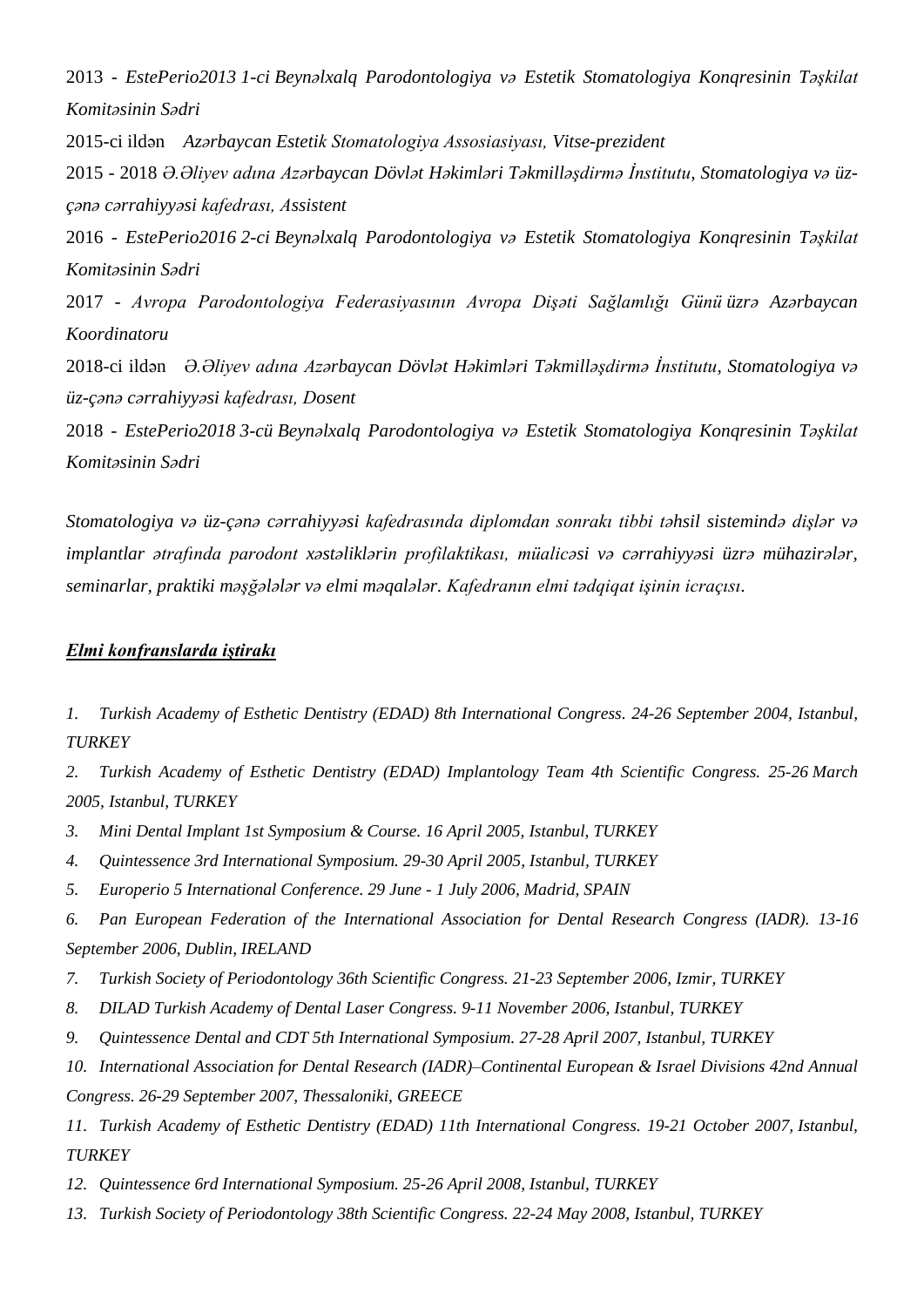2013 - *EstePerio2013 1-ci Beynəlxalq Parodontologiya və Estetik Stomatologiya Konqresinin Təşkilat Komitəsinin Sədri*

2015-ci ildən *Azərbaycan Estetik Stomatologiya Assosiasiyası, Vitse-prezident*

2015 - 2018 *Ə.Əliyev adına Azərbaycan Dövlət Həkimləri Təkmilləşdirmə İnstitutu, Stomatologiya və üz-çənə cərrahiyyəsi kafedrası, Assistent*

2016 - *EstePerio2016 2-ci Beynəlxalq Parodontologiya və Estetik Stomatologiya Konqresinin Təşkilat Komitəsinin Sədri*

2017 - *Avropa Parodontologiya Federasiyasının Avropa Dişəti Sağlamlığı Günü üzrə Azərbaycan Koordinatoru*

2018-ci ildən *Ə.Əliyev adına Azərbaycan Dövlət Həkimləri Təkmilləşdirmə İnstitutu, Stomatologiya və üz-çənə cərrahiyyəsi kafedrası, Dosent*

2018 - *EstePerio2018 3-cü Beynəlxalq Parodontologiya və Estetik Stomatologiya Konqresinin Təşkilat Komitəsinin Sədri*

*Stomatologiya və üz-çənə cərrahiyyəsi kafedrasında diplomdan sonrakı tibbi təhsil sistemində dişlər və implantlar ətrafında parodont xəstəliklərin profilaktikası, müalicəsi və cərrahiyyəsi üzrə mühazirələr, seminarlar, praktiki məşğələlər və elmi məqalələr. Kafedranın elmi tədqiqat işinin icraçısı.*

***Elmi konfranslarda iştirakı***

1. *Turkish Academy of Esthetic Dentistry (EDAD) 8th International Congress. 24-26 September 2004, Istanbul, TURKEY*
2. *Turkish Academy of Esthetic Dentistry (EDAD) Implantology Team 4th Scientific Congress. 25-26 March 2005, Istanbul, TURKEY*
3. *Mini Dental Implant 1st Symposium & Course. 16 April 2005, Istanbul, TURKEY*
4. *Quintessence 3rd International Symposium. 29-30 April 2005, Istanbul, TURKEY*
5. *Europerio 5 International Conference. 29 June - 1 July 2006, Madrid, SPAIN*
6. *Pan European Federation of the International Association for Dental Research Congress (IADR). 13-16 September 2006, Dublin, IRELAND*
7. *Turkish Society of Periodontology 36th Scientific Congress. 21-23 September 2006, Izmir, TURKEY*
8. *DILAD Turkish Academy of Dental Laser Congress. 9-11 November 2006, Istanbul, TURKEY*
9. *Quintessence Dental and CDT 5th International Symposium. 27-28 April 2007, Istanbul, TURKEY*
10. *International Association for Dental Research (IADR)–Continental European & Israel Divisions 42nd Annual Congress. 26-29 September 2007, Thessaloniki, GREECE*
11. *Turkish Academy of Esthetic Dentistry (EDAD) 11th International Congress. 19-21 October 2007, Istanbul, TURKEY*
12. *Quintessence 6rd International Symposium. 25-26 April 2008, Istanbul, TURKEY*
13. *Turkish Society of Periodontology 38th Scientific Congress. 22-24 May 2008, Istanbul, TURKEY*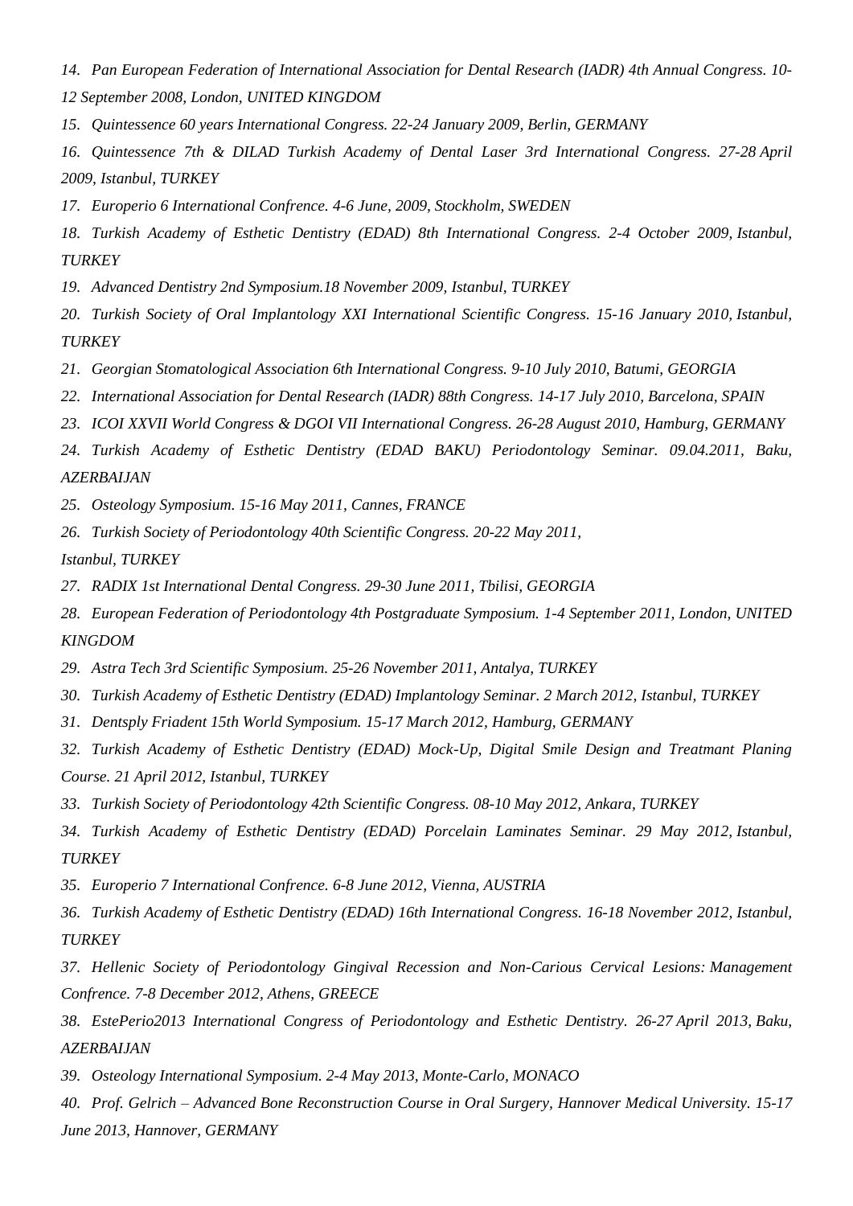14. *Pan European Federation of International Association for Dental Research (IADR) 4th Annual Congress. 10-12 September 2008, London, UNITED KINGDOM*
15. *Quintessence 60 years International Congress. 22-24 January 2009, Berlin, GERMANY*
16. *Quintessence 7th & DILAD Turkish Academy of Dental Laser 3rd International Congress. 27-28 April 2009, Istanbul, TURKEY*
17. *Europerio 6 International Confrence. 4-6 June, 2009, Stockholm, SWEDEN*
18. *Turkish Academy of Esthetic Dentistry (EDAD) 8th International Congress. 2-4 October 2009, Istanbul, TURKEY*
19. *Advanced Dentistry 2nd Symposium.18 November 2009, Istanbul, TURKEY*
20. *Turkish Society of Oral Implantology XXI International Scientific Congress. 15-16 January 2010, Istanbul, TURKEY*
21. *Georgian Stomatological Association 6th International Congress. 9-10 July 2010, Batumi, GEORGIA*
22. *International Association for Dental Research (IADR) 88th Congress. 14-17 July 2010, Barcelona, SPAIN*
23. *ICOI XXVII World Congress & DGOI VII International Congress. 26-28 August 2010, Hamburg, GERMANY*
24. *Turkish Academy of Esthetic Dentistry (EDAD BAKU) Periodontology Seminar. 09.04.2011, Baku, AZERBAIJAN*
25. *Osteology Symposium. 15-16 May 2011, Cannes, FRANCE*
26. *Turkish Society of Periodontology 40th Scientific Congress. 20-22 May 2011, Istanbul, TURKEY*
27. *RADIX 1st International Dental Congress. 29-30 June 2011, Tbilisi, GEORGIA*
28. *European Federation of Periodontology 4th Postgraduate Symposium. 1-4 September 2011, London, UNITED KINGDOM*
29. *Astra Tech 3rd Scientific Symposium. 25-26 November 2011, Antalya, TURKEY*
30. *Turkish Academy of Esthetic Dentistry (EDAD) Implantology Seminar. 2 March 2012, Istanbul, TURKEY*
31. *Dentsply Friadent 15th World Symposium. 15-17 March 2012, Hamburg, GERMANY*
32. *Turkish Academy of Esthetic Dentistry (EDAD) Mock-Up, Digital Smile Design and Treatmant Planing Course. 21 April 2012, Istanbul, TURKEY*
33. *Turkish Society of Periodontology 42th Scientific Congress. 08-10 May 2012, Ankara, TURKEY*
34. *Turkish Academy of Esthetic Dentistry (EDAD) Porcelain Laminates Seminar. 29 May 2012, Istanbul, TURKEY*
35. *Europerio 7 International Confrence. 6-8 June 2012, Vienna, AUSTRIA*
36. *Turkish Academy of Esthetic Dentistry (EDAD) 16th International Congress. 16-18 November 2012, Istanbul, TURKEY*
37. *Hellenic Society of Periodontology Gingival Recession and Non-Carious Cervical Lesions: Management Confrence. 7-8 December 2012, Athens, GREECE*
38. *EstePerio2013 International Congress of Periodontology and Esthetic Dentistry. 26-27 April 2013, Baku, AZERBAIJAN*
39. *Osteology International Symposium. 2-4 May 2013, Monte-Carlo, MONACO*
40. *Prof. Gelrich – Advanced Bone Reconstruction Course in Oral Surgery, Hannover Medical University. 15-17 June 2013, Hannover, GERMANY*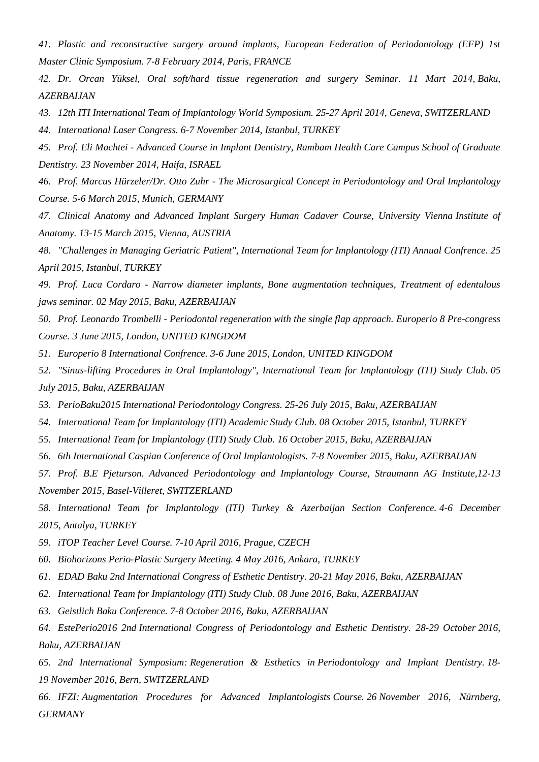*41. Plastic and reconstructive surgery around implants, European Federation of Periodontology (EFP) 1st Master Clinic Symposium. 7-8 February 2014, Paris, FRANCE*

*42. Dr. Orcan Yüksel, Oral soft/hard tissue regeneration and surgery Seminar. 11 Mart 2014, Baku, AZERBAIJAN*

*43. 12th ITI International Team of Implantology World Symposium. 25-27 April 2014, Geneva, SWITZERLAND*

*44. International Laser Congress. 6-7 November 2014, Istanbul, TURKEY*

*45. Prof. Eli Machtei - Advanced Course in Implant Dentistry, Rambam Health Care Campus School of Graduate Dentistry. 23 November 2014, Haifa, ISRAEL*

*46. Prof. Marcus Hürzeler/Dr. Otto Zuhr - The Microsurgical Concept in Periodontology and Oral Implantology Course. 5-6 March 2015, Munich, GERMANY*

*47. Clinical Anatomy and Advanced Implant Surgery Human Cadaver Course, University Vienna Institute of Anatomy. 13-15 March 2015, Vienna, AUSTRIA*

*48. ''Challenges in Managing Geriatric Patient'', International Team for Implantology (ITI) Annual Confrence. 25 April 2015, Istanbul, TURKEY*

*49. Prof. Luca Cordaro - Narrow diameter implants, Bone augmentation techniques, Treatment of edentulous jaws seminar. 02 May 2015, Baku, AZERBAIJAN*

*50. Prof. Leonardo Trombelli - Periodontal regeneration with the single flap approach. Europerio 8 Pre-congress Course. 3 June 2015, London, UNITED KINGDOM*

*51. Europerio 8 International Confrence. 3-6 June 2015, London, UNITED KINGDOM*

*52. ''Sinus-lifting Procedures in Oral Implantology'', International Team for Implantology (ITI) Study Club. 05 July 2015, Baku, AZERBAIJAN*

*53. PerioBaku2015 International Periodontology Congress. 25-26 July 2015, Baku, AZERBAIJAN*

*54. International Team for Implantology (ITI) Academic Study Club. 08 October 2015, Istanbul, TURKEY*

*55. International Team for Implantology (ITI) Study Club. 16 October 2015, Baku, AZERBAIJAN*

*56. 6th International Caspian Conference of Oral Implantologists. 7-8 November 2015, Baku, AZERBAIJAN*

*57. Prof. B.E Pjeturson. Advanced Periodontology and Implantology Course, Straumann AG Institute,12-13 November 2015, Basel-Villeret, SWITZERLAND*

*58. International Team for Implantology (ITI) Turkey & Azerbaijan Section Conference. 4-6 December 2015, Antalya, TURKEY*

*59. iTOP Teacher Level Course. 7-10 April 2016, Prague, CZECH*

*60. Biohorizons Perio-Plastic Surgery Meeting. 4 May 2016, Ankara, TURKEY*

*61. EDAD Baku 2nd International Congress of Esthetic Dentistry. 20-21 May 2016, Baku, AZERBAIJAN*

*62. International Team for Implantology (ITI) Study Club. 08 June 2016, Baku, AZERBAIJAN*

*63. Geistlich Baku Conference. 7-8 October 2016, Baku, AZERBAIJAN*

*64. EstePerio2016 2nd International Congress of Periodontology and Esthetic Dentistry. 28-29 October 2016, Baku, AZERBAIJAN*

*65. 2nd International Symposium: Regeneration & Esthetics in Periodontology and Implant Dentistry. 18-19 November 2016, Bern, SWITZERLAND*

*66. IFZI: Augmentation Procedures for Advanced Implantologists Course. 26 November 2016, Nürnberg, GERMANY*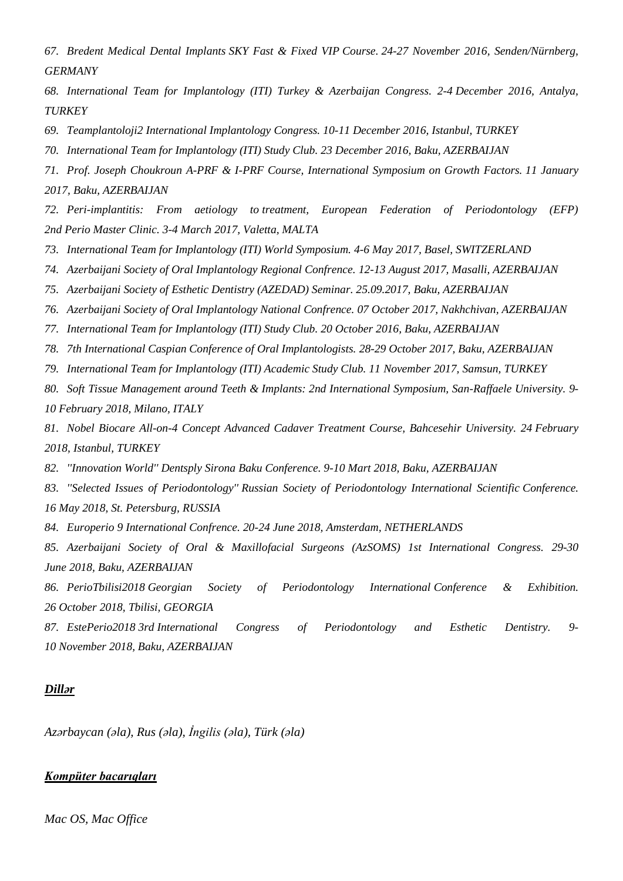*67. Bredent Medical Dental Implants SKY Fast & Fixed VIP Course. 24-27 November 2016, Senden/Nürnberg, GERMANY*

*68. International Team for Implantology (ITI) Turkey & Azerbaijan Congress. 2-4 December 2016, Antalya, TURKEY*

*69. Teamplantoloji2 International Implantology Congress. 10-11 December 2016, Istanbul, TURKEY*

*70. International Team for Implantology (ITI) Study Club. 23 December 2016, Baku, AZERBAIJAN*

*71. Prof. Joseph Choukroun A-PRF & I-PRF Course, International Symposium on Growth Factors. 11 January 2017, Baku, AZERBAIJAN*

*72. Peri-implantitis: From aetiology to treatment, European Federation of Periodontology (EFP) 2nd Perio Master Clinic. 3-4 March 2017, Valetta, MALTA*

*73. International Team for Implantology (ITI) World Symposium. 4-6 May 2017, Basel, SWITZERLAND*

*74. Azerbaijani Society of Oral Implantology Regional Confrence. 12-13 August 2017, Masalli, AZERBAIJAN*

*75. Azerbaijani Society of Esthetic Dentistry (AZEDAD) Seminar. 25.09.2017, Baku, AZERBAIJAN*

*76. Azerbaijani Society of Oral Implantology National Confrence. 07 October 2017, Nakhchivan, AZERBAIJAN*

*77. International Team for Implantology (ITI) Study Club. 20 October 2016, Baku, AZERBAIJAN*

*78. 7th International Caspian Conference of Oral Implantologists. 28-29 October 2017, Baku, AZERBAIJAN*

*79. International Team for Implantology (ITI) Academic Study Club. 11 November 2017, Samsun, TURKEY*

*80. Soft Tissue Management around Teeth & Implants: 2nd International Symposium, San-Raffaele University. 9-10 February 2018, Milano, ITALY*

*81. Nobel Biocare All-on-4 Concept Advanced Cadaver Treatment Course, Bahcesehir University. 24 February 2018, Istanbul, TURKEY*

*82. ''Innovation World'' Dentsply Sirona Baku Conference. 9-10 Mart 2018, Baku, AZERBAIJAN*

*83. ''Selected Issues of Periodontology'' Russian Society of Periodontology International Scientific Conference. 16 May 2018, St. Petersburg, RUSSIA*

*84. Europerio 9 International Confrence. 20-24 June 2018, Amsterdam, NETHERLANDS*

*85. Azerbaijani Society of Oral & Maxillofacial Surgeons (AzSOMS) 1st International Congress. 29-30 June 2018, Baku, AZERBAIJAN*

*86. PerioTbilisi2018 Georgian Society of Periodontology International Conference & Exhibition. 26 October 2018, Tbilisi, GEORGIA*

*87. EstePerio2018 3rd International Congress of Periodontology and Esthetic Dentistry. 9-10 November 2018, Baku, AZERBAIJAN*

## ***Dillər***

*Azərbaycan (əla), Rus (əla), İngilis (əla), Türk (əla)*

## ***Kompüter bacarıqları***

*Mac OS, Mac Office*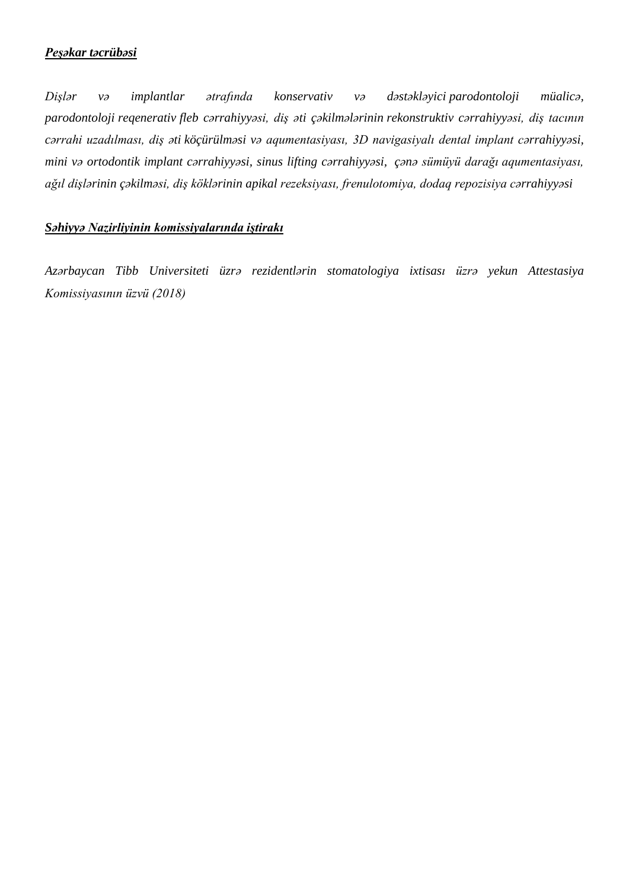***Peşəkar təcrübəsi***

*Dişlər və implantlar ətrafında konservativ və dəstəkləyici parodontoloji müalicə, parodontoloji reqenerativ fleb cərrahiyyəsi, diş əti çəkilmələrinin rekonstruktiv cərrahiyyəsi, diş tacının cərrahi uzadılması, diş əti köçürülməsi və aqumentasiyası, 3D navigasiyalı dental implant cərrahiyyəsi, mini və ortodontik implant cərrahiyyəsi, sinus lifting cərrahiyyəsi, çənə sümüyü darağı aqumentasiyası, ağıl dişlərinin çəkilməsi, diş köklərinin apikal rezeksiyası, frenulotomiya, dodaq repozisiya cərrahiyyəsi*

***Səhiyyə Nazirliyinin komissiyalarında iştirakı***

*Azərbaycan Tibb Universiteti üzrə rezidentlərin stomatologiya ixtisası üzrə yekun Attestasiya Komissiyasının üzvü (2018)*